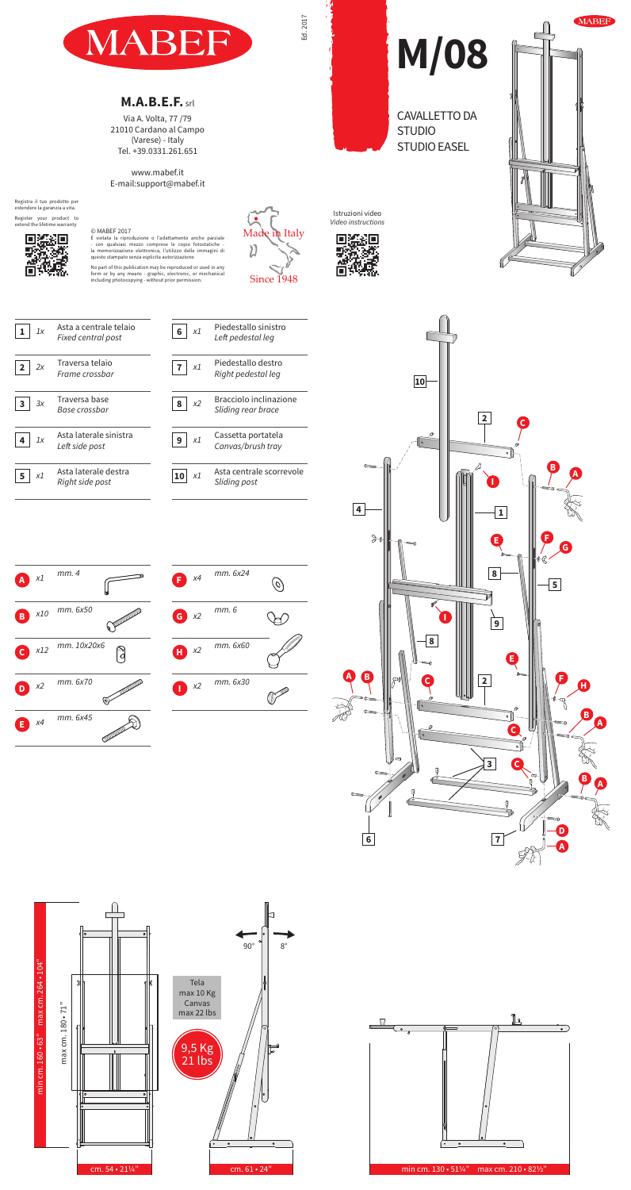# MABEF

## M.A.B.E.F. srl

Via A. Volta, 77 /79
21010 Cardano al Campo
(Varese) - Italy
Tel. +39.0331.261.651

www.mabef.it
E-mail:support@mabef.it

Ed. 2017

# M/08

CAVALLETTO DA STUDIO
STUDIO EASEL

Registra il tuo prodotto per estendere la garanzia a vita.
Register your product to extend the lifetime warranty

© MABEF 2017
È vietata la riproduzione o l'adattamento anche parziale – con qualsiasi mezzo comprese le copie fotostatiche – la memorizzazione elettronica, l'utilizzo delle immagini di questo stampato senza esplicita autorizzazione.

No part of this publication may be reproduced or used in any form or by any means - graphic, electronic, or mechanical including photocopying - without prior permission.

Made in Italy
Since 1948

Istruzioni video
*Video instructions*

| N. | Qty | Descrizione / *Description* |
|---|---|---|
| 1 | 1x | Asta a centrale telaio / *Fixed central post* |
| 2 | 2x | Traversa telaio / *Frame crossbar* |
| 3 | 3x | Traversa base / *Base crossbar* |
| 4 | 1x | Asta laterale sinistra / *Left side post* |
| 5 | x1 | Asta laterale destra / *Right side post* |
| 6 | x1 | Piedestallo sinistro / *Left pedestal leg* |
| 7 | x1 | Piedestallo destro / *Right pedestal leg* |
| 8 | x2 | Bracciolo inclinazione / *Sliding rear brace* |
| 9 | x1 | Cassetta portatela / *Canvas/brush tray* |
| 10 | x1 | Asta centrale scorrevole / *Sliding post* |

| Part | Qty | Size |
|---|---|---|
| A | x1 | mm. 4 |
| B | x10 | mm. 6x50 |
| C | x12 | mm. 10x20x6 |
| D | x2 | mm. 6x70 |
| E | x4 | mm. 6x45 |
| F | x4 | mm. 6x24 |
| G | x2 | mm. 6 |
| H | x2 | mm. 6x60 |
| I | x2 | mm. 6x30 |

min cm. 160 • 63" max cm. 264 • 104"

max cm. 180 • 71"

cm. 54 • 21¼"

90° 8°

Tela max 10 Kg
Canvas max 22 lbs

9,5 Kg
21 lbs

cm. 61 • 24"

min cm. 130 • 51¼" max cm. 210 • 82½"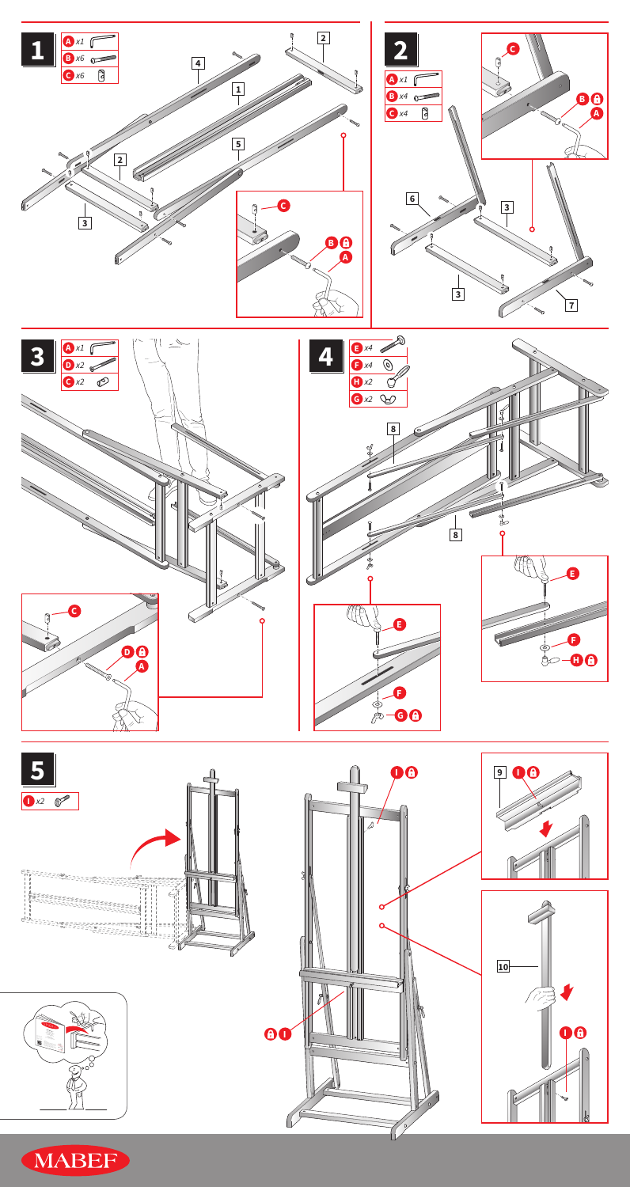1

A x1
B x6
C x6

4
2
1
5
2
3

C
B
A

2

A x1
B x4
C x4

C
B
A

6
3
3
7

3

A x1
D x2
C x2

C
D
A

4

E x4
F x4
H x2
G x2

8
8

E
F
G

E
F
H

5

I x2

9
I

10
I

I
I

MABEF